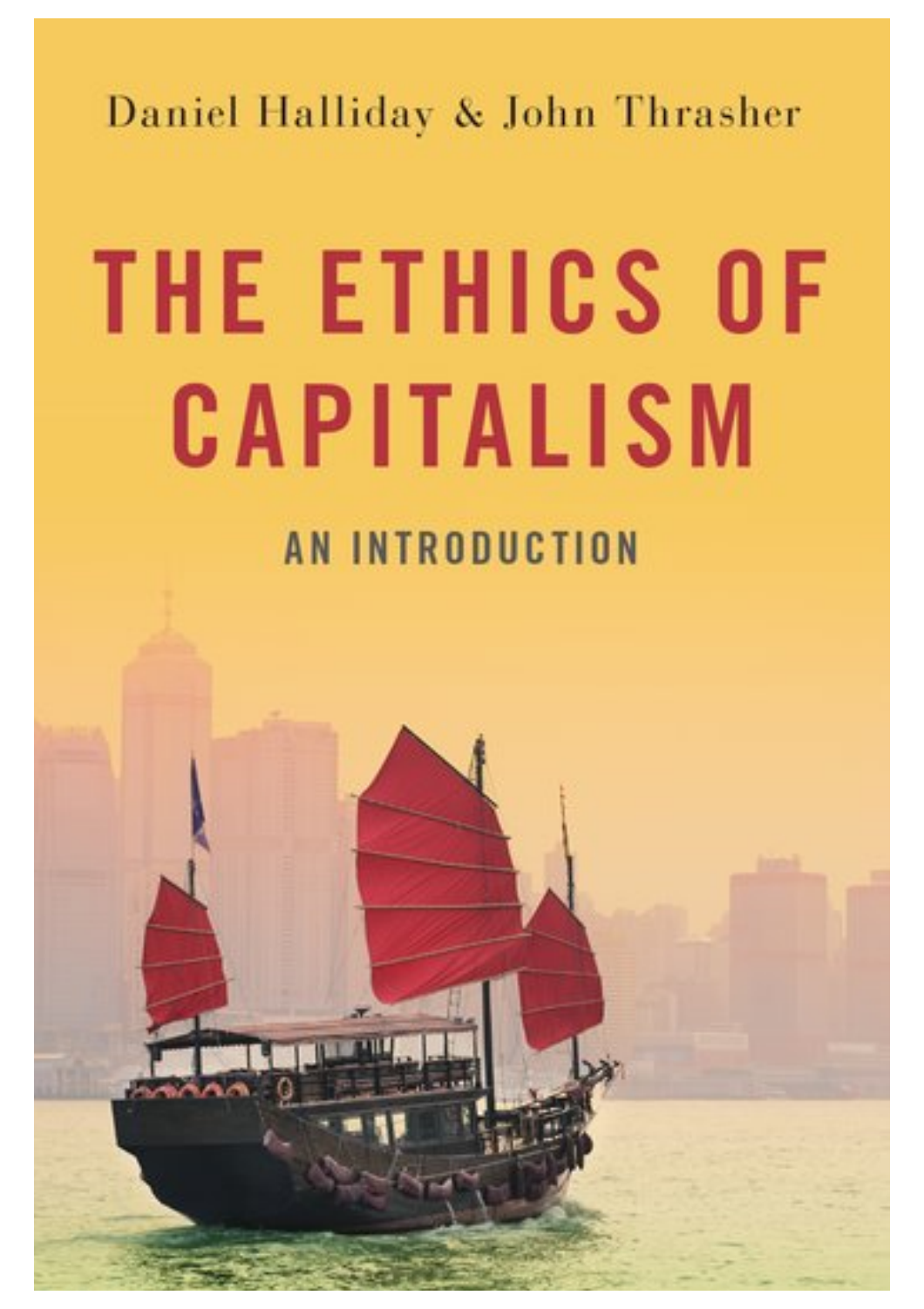Daniel Halliday & John Thrasher

# THE ETHICS OF CAPITALISM

## AN INTRODUCTION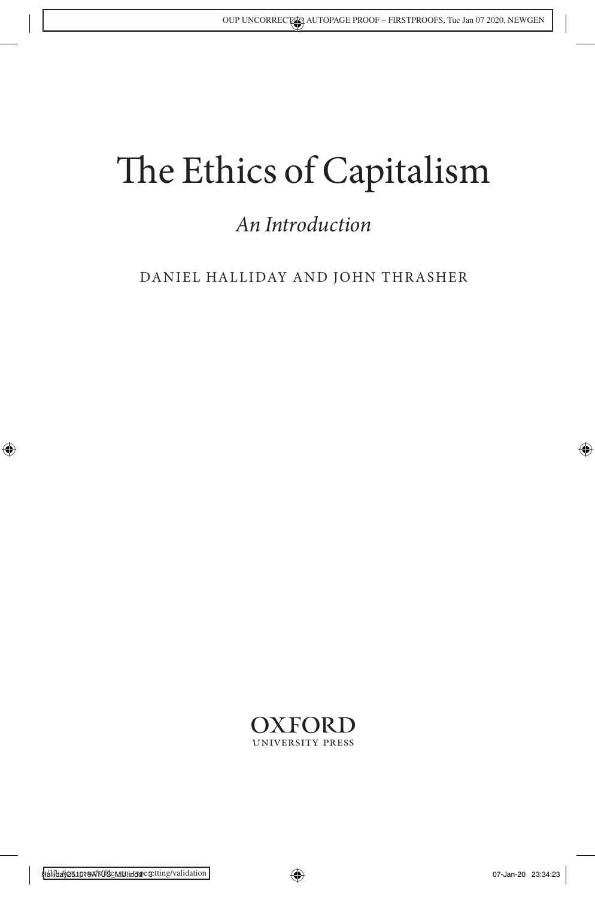# The Ethics of Capitalism

*An Introduction*

DANIEL HALLIDAY AND JOHN THRASHER

OXFORD
UNIVERSITY PRESS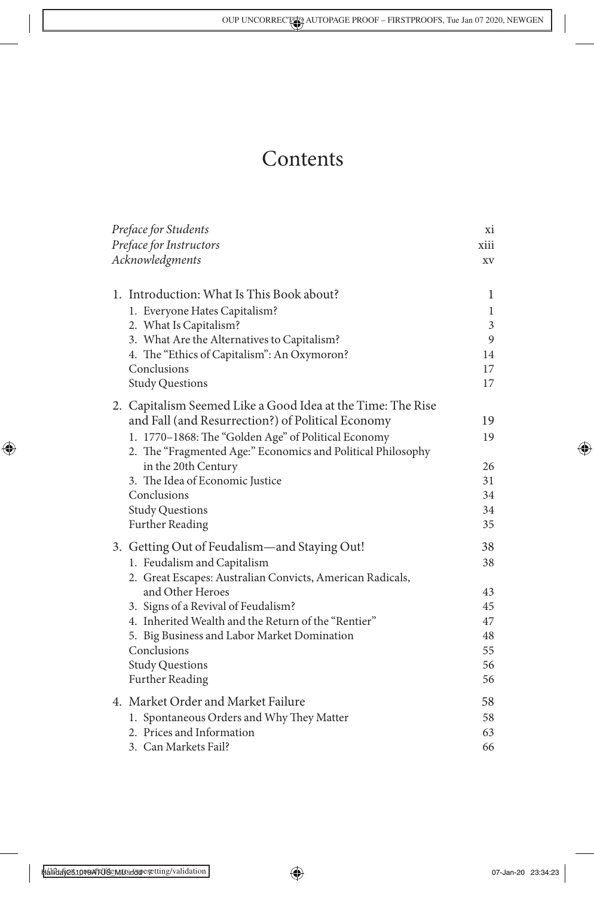# Contents

| | |
|---|---|
| *Preface for Students* | xi |
| *Preface for Instructors* | xiii |
| *Acknowledgments* | xv |
| 1. Introduction: What Is This Book about? | 1 |
| 1. Everyone Hates Capitalism? | 1 |
| 2. What Is Capitalism? | 3 |
| 3. What Are the Alternatives to Capitalism? | 9 |
| 4. The "Ethics of Capitalism": An Oxymoron? | 14 |
| Conclusions | 17 |
| Study Questions | 17 |
| 2. Capitalism Seemed Like a Good Idea at the Time: The Rise and Fall (and Resurrection?) of Political Economy | 19 |
| 1. 1770–1868: The "Golden Age" of Political Economy | 19 |
| 2. The "Fragmented Age:" Economics and Political Philosophy in the 20th Century | 26 |
| 3. The Idea of Economic Justice | 31 |
| Conclusions | 34 |
| Study Questions | 34 |
| Further Reading | 35 |
| 3. Getting Out of Feudalism—and Staying Out! | 38 |
| 1. Feudalism and Capitalism | 38 |
| 2. Great Escapes: Australian Convicts, American Radicals, and Other Heroes | 43 |
| 3. Signs of a Revival of Feudalism? | 45 |
| 4. Inherited Wealth and the Return of the "Rentier" | 47 |
| 5. Big Business and Labor Market Domination | 48 |
| Conclusions | 55 |
| Study Questions | 56 |
| Further Reading | 56 |
| 4. Market Order and Market Failure | 58 |
| 1. Spontaneous Orders and Why They Matter | 58 |
| 2. Prices and Information | 63 |
| 3. Can Markets Fail? | 66 |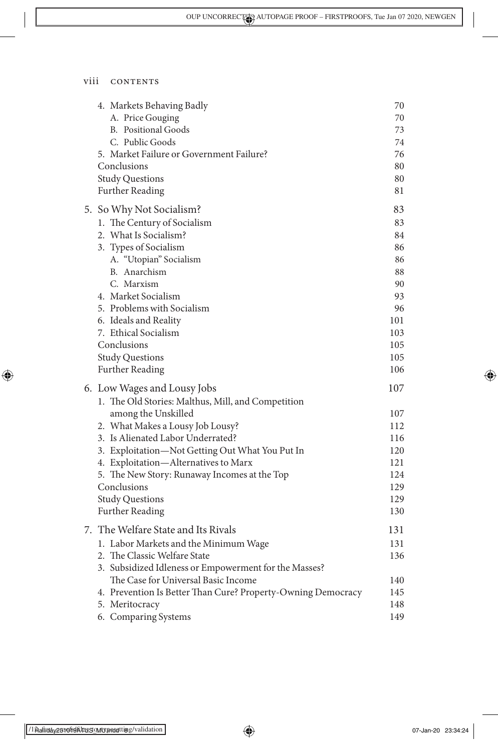4. Markets Behaving Badly 70
   - A. Price Gouging 70
   - B. Positional Goods 73
   - C. Public Goods 74
5. Market Failure or Government Failure? 76

Conclusions 80
Study Questions 80
Further Reading 81

5. So Why Not Socialism? 83
   1. The Century of Socialism 83
   2. What Is Socialism? 84
   3. Types of Socialism 86
      - A. "Utopian" Socialism 86
      - B. Anarchism 88
      - C. Marxism 90
   4. Market Socialism 93
   5. Problems with Socialism 96
   6. Ideals and Reality 101
   7. Ethical Socialism 103

   Conclusions 105
   Study Questions 105
   Further Reading 106

6. Low Wages and Lousy Jobs 107
   1. The Old Stories: Malthus, Mill, and Competition among the Unskilled 107
   2. What Makes a Lousy Job Lousy? 112
   3. Is Alienated Labor Underrated? 116
   3. Exploitation—Not Getting Out What You Put In 120
   4. Exploitation—Alternatives to Marx 121
   5. The New Story: Runaway Incomes at the Top 124

   Conclusions 129
   Study Questions 129
   Further Reading 130

7. The Welfare State and Its Rivals 131
   1. Labor Markets and the Minimum Wage 131
   2. The Classic Welfare State 136
   3. Subsidized Idleness or Empowerment for the Masses? The Case for Universal Basic Income 140
   4. Prevention Is Better Than Cure? Property-Owning Democracy 145
   5. Meritocracy 148
   6. Comparing Systems 149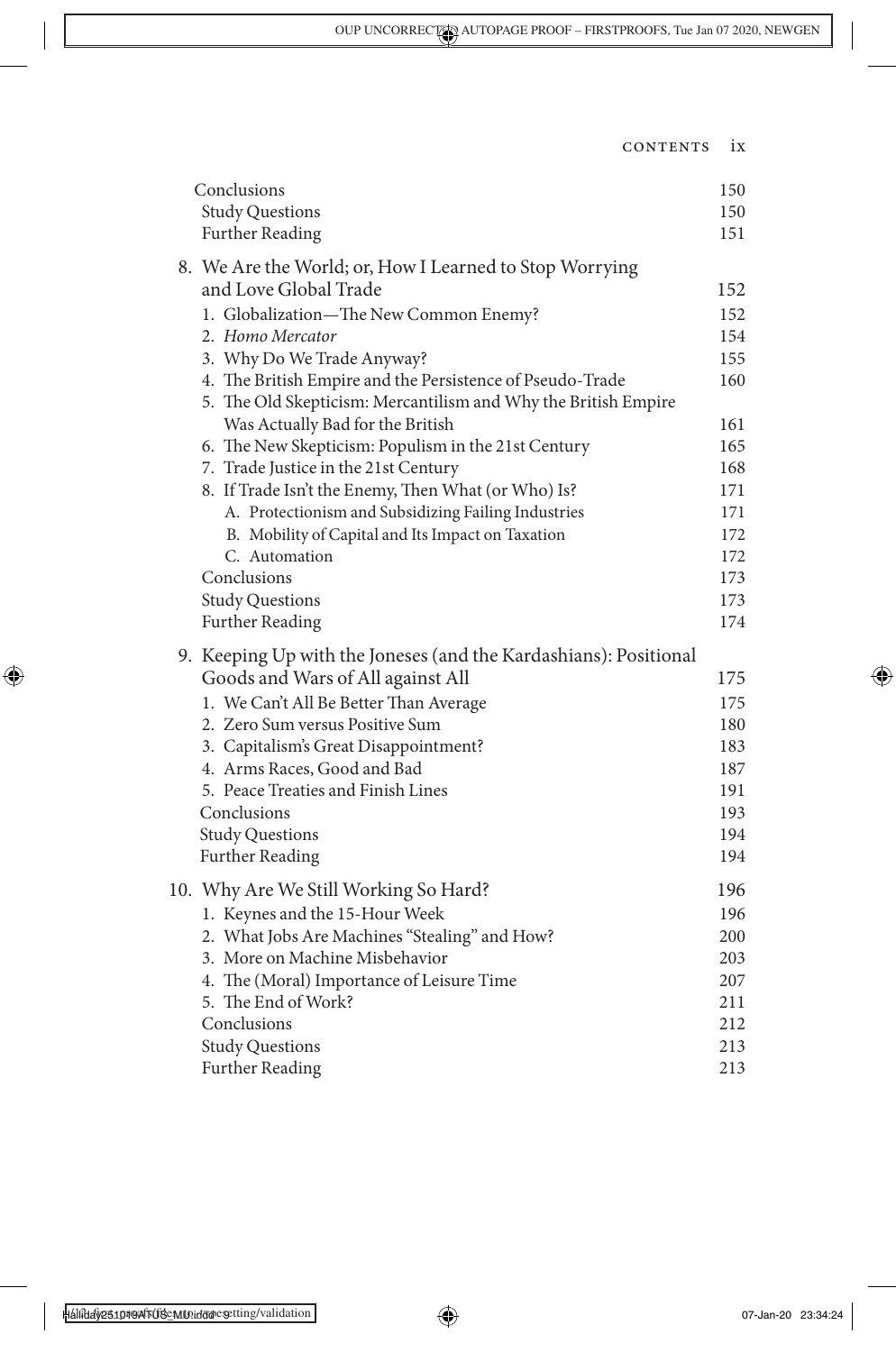| | |
|---|---|
| Conclusions | 150 |
| Study Questions | 150 |
| Further Reading | 151 |
| 8. We Are the World; or, How I Learned to Stop Worrying and Love Global Trade | 152 |
| 1. Globalization—The New Common Enemy? | 152 |
| 2. *Homo Mercator* | 154 |
| 3. Why Do We Trade Anyway? | 155 |
| 4. The British Empire and the Persistence of Pseudo-Trade | 160 |
| 5. The Old Skepticism: Mercantilism and Why the British Empire Was Actually Bad for the British | 161 |
| 6. The New Skepticism: Populism in the 21st Century | 165 |
| 7. Trade Justice in the 21st Century | 168 |
| 8. If Trade Isn't the Enemy, Then What (or Who) Is? | 171 |
| A. Protectionism and Subsidizing Failing Industries | 171 |
| B. Mobility of Capital and Its Impact on Taxation | 172 |
| C. Automation | 172 |
| Conclusions | 173 |
| Study Questions | 173 |
| Further Reading | 174 |
| 9. Keeping Up with the Joneses (and the Kardashians): Positional Goods and Wars of All against All | 175 |
| 1. We Can't All Be Better Than Average | 175 |
| 2. Zero Sum versus Positive Sum | 180 |
| 3. Capitalism's Great Disappointment? | 183 |
| 4. Arms Races, Good and Bad | 187 |
| 5. Peace Treaties and Finish Lines | 191 |
| Conclusions | 193 |
| Study Questions | 194 |
| Further Reading | 194 |
| 10. Why Are We Still Working So Hard? | 196 |
| 1. Keynes and the 15-Hour Week | 196 |
| 2. What Jobs Are Machines "Stealing" and How? | 200 |
| 3. More on Machine Misbehavior | 203 |
| 4. The (Moral) Importance of Leisure Time | 207 |
| 5. The End of Work? | 211 |
| Conclusions | 212 |
| Study Questions | 213 |
| Further Reading | 213 |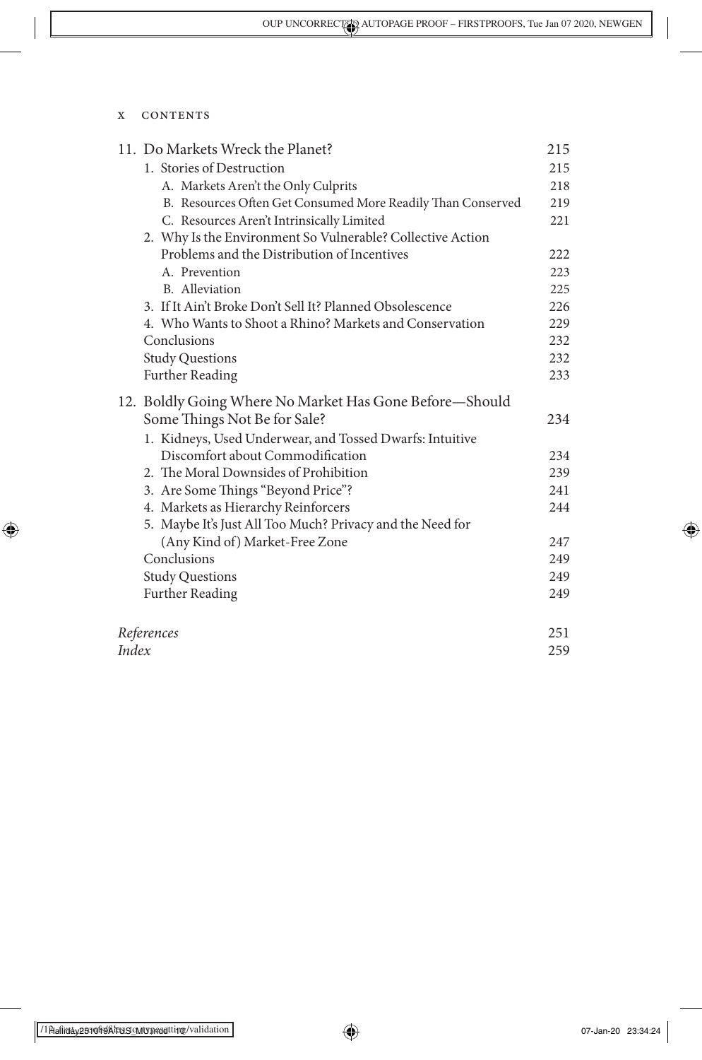11. Do Markets Wreck the Planet? 215
    1. Stories of Destruction 215
        A. Markets Aren't the Only Culprits 218
        B. Resources Often Get Consumed More Readily Than Conserved 219
        C. Resources Aren't Intrinsically Limited 221
    2. Why Is the Environment So Vulnerable? Collective Action Problems and the Distribution of Incentives 222
        A. Prevention 223
        B. Alleviation 225
    3. If It Ain't Broke Don't Sell It? Planned Obsolescence 226
    4. Who Wants to Shoot a Rhino? Markets and Conservation 229
    Conclusions 232
    Study Questions 232
    Further Reading 233

12. Boldly Going Where No Market Has Gone Before—Should Some Things Not Be for Sale? 234
    1. Kidneys, Used Underwear, and Tossed Dwarfs: Intuitive Discomfort about Commodification 234
    2. The Moral Downsides of Prohibition 239
    3. Are Some Things "Beyond Price"? 241
    4. Markets as Hierarchy Reinforcers 244
    5. Maybe It's Just All Too Much? Privacy and the Need for (Any Kind of) Market-Free Zone 247
    Conclusions 249
    Study Questions 249
    Further Reading 249

*References* 251
*Index* 259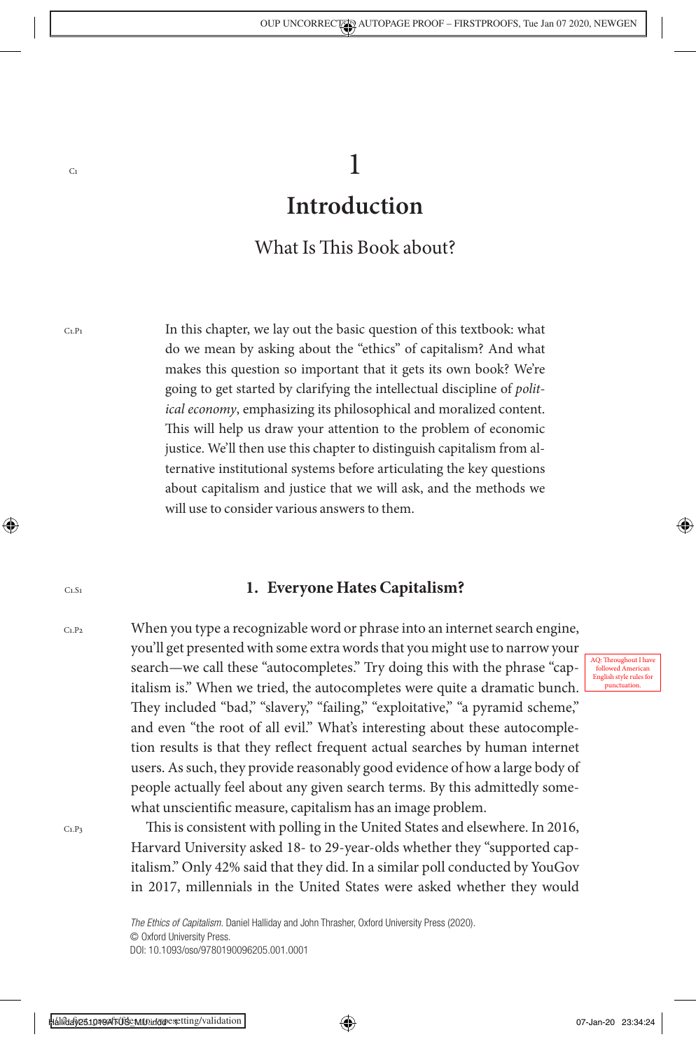# 1

# Introduction

## What Is This Book about?

In this chapter, we lay out the basic question of this textbook: what do we mean by asking about the "ethics" of capitalism? And what makes this question so important that it gets its own book? We're going to get started by clarifying the intellectual discipline of *political economy*, emphasizing its philosophical and moralized content. This will help us draw your attention to the problem of economic justice. We'll then use this chapter to distinguish capitalism from alternative institutional systems before articulating the key questions about capitalism and justice that we will ask, and the methods we will use to consider various answers to them.

### 1. Everyone Hates Capitalism?

When you type a recognizable word or phrase into an internet search engine, you'll get presented with some extra words that you might use to narrow your search—we call these "autocompletes." Try doing this with the phrase "capitalism is." When we tried, the autocompletes were quite a dramatic bunch. They included "bad," "slavery," "failing," "exploitative," "a pyramid scheme," and even "the root of all evil." What's interesting about these autocompletion results is that they reflect frequent actual searches by human internet users. As such, they provide reasonably good evidence of how a large body of people actually feel about any given search terms. By this admittedly somewhat unscientific measure, capitalism has an image problem.

This is consistent with polling in the United States and elsewhere. In 2016, Harvard University asked 18- to 29-year-olds whether they "supported capitalism." Only 42% said that they did. In a similar poll conducted by YouGov in 2017, millennials in the United States were asked whether they would

*The Ethics of Capitalism*. Daniel Halliday and John Thrasher, Oxford University Press (2020).
© Oxford University Press.
DOI: 10.1093/oso/9780190096205.001.0001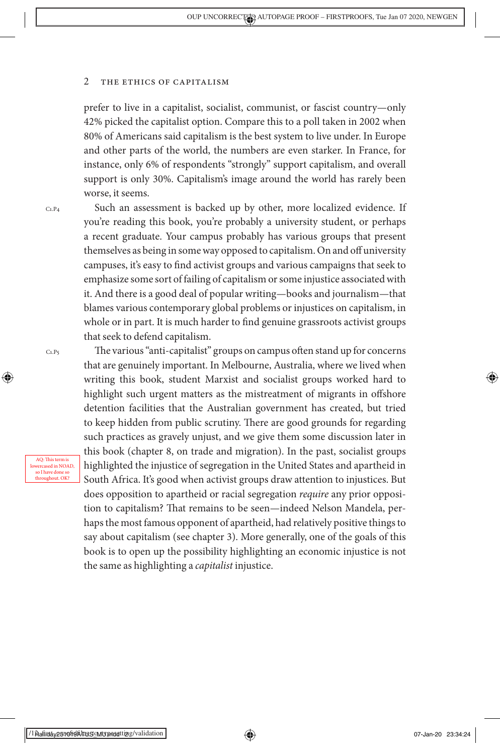prefer to live in a capitalist, socialist, communist, or fascist country—only 42% picked the capitalist option. Compare this to a poll taken in 2002 when 80% of Americans said capitalism is the best system to live under. In Europe and other parts of the world, the numbers are even starker. In France, for instance, only 6% of respondents "strongly" support capitalism, and overall support is only 30%. Capitalism's image around the world has rarely been worse, it seems.

Such an assessment is backed up by other, more localized evidence. If you're reading this book, you're probably a university student, or perhaps a recent graduate. Your campus probably has various groups that present themselves as being in some way opposed to capitalism. On and off university campuses, it's easy to find activist groups and various campaigns that seek to emphasize some sort of failing of capitalism or some injustice associated with it. And there is a good deal of popular writing—books and journalism—that blames various contemporary global problems or injustices on capitalism, in whole or in part. It is much harder to find genuine grassroots activist groups that seek to defend capitalism.

The various "anti-capitalist" groups on campus often stand up for concerns that are genuinely important. In Melbourne, Australia, where we lived when writing this book, student Marxist and socialist groups worked hard to highlight such urgent matters as the mistreatment of migrants in offshore detention facilities that the Australian government has created, but tried to keep hidden from public scrutiny. There are good grounds for regarding such practices as gravely unjust, and we give them some discussion later in this book (chapter 8, on trade and migration). In the past, socialist groups highlighted the injustice of segregation in the United States and apartheid in South Africa. It's good when activist groups draw attention to injustices. But does opposition to apartheid or racial segregation *require* any prior opposition to capitalism? That remains to be seen—indeed Nelson Mandela, perhaps the most famous opponent of apartheid, had relatively positive things to say about capitalism (see chapter 3). More generally, one of the goals of this book is to open up the possibility highlighting an economic injustice is not the same as highlighting a *capitalist* injustice.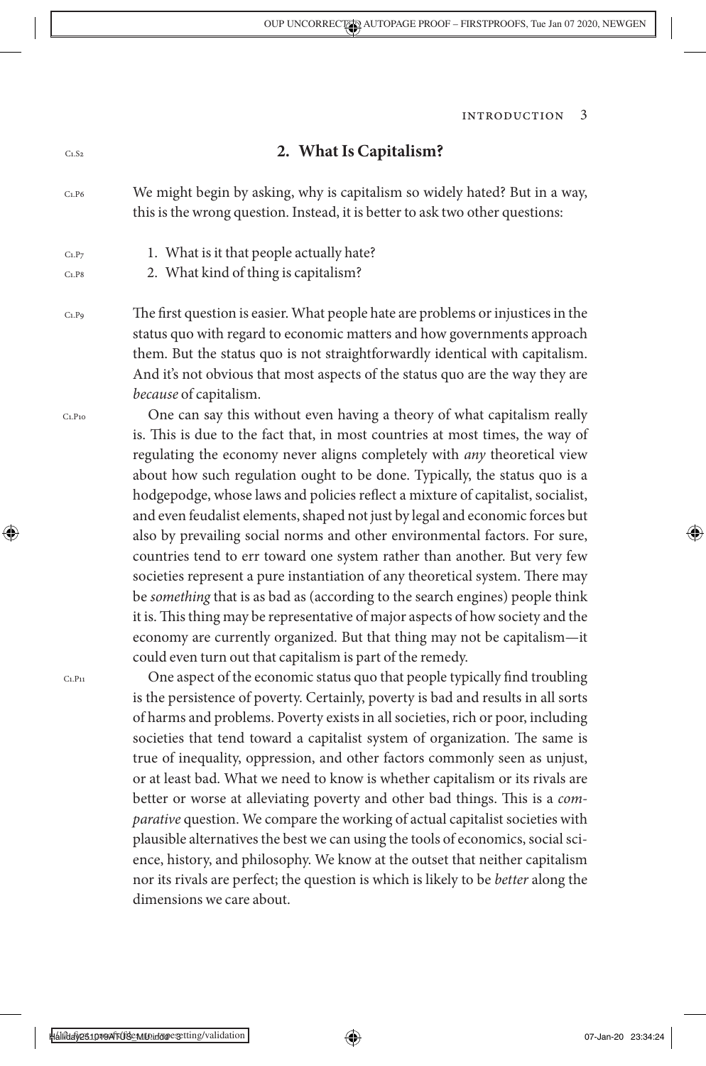## 2. What Is Capitalism?

We might begin by asking, why is capitalism so widely hated? But in a way, this is the wrong question. Instead, it is better to ask two other questions:

1. What is it that people actually hate?
2. What kind of thing is capitalism?

The first question is easier. What people hate are problems or injustices in the status quo with regard to economic matters and how governments approach them. But the status quo is not straightforwardly identical with capitalism. And it's not obvious that most aspects of the status quo are the way they are *because* of capitalism.

One can say this without even having a theory of what capitalism really is. This is due to the fact that, in most countries at most times, the way of regulating the economy never aligns completely with *any* theoretical view about how such regulation ought to be done. Typically, the status quo is a hodgepodge, whose laws and policies reflect a mixture of capitalist, socialist, and even feudalist elements, shaped not just by legal and economic forces but also by prevailing social norms and other environmental factors. For sure, countries tend to err toward one system rather than another. But very few societies represent a pure instantiation of any theoretical system. There may be *something* that is as bad as (according to the search engines) people think it is. This thing may be representative of major aspects of how society and the economy are currently organized. But that thing may not be capitalism—it could even turn out that capitalism is part of the remedy.

One aspect of the economic status quo that people typically find troubling is the persistence of poverty. Certainly, poverty is bad and results in all sorts of harms and problems. Poverty exists in all societies, rich or poor, including societies that tend toward a capitalist system of organization. The same is true of inequality, oppression, and other factors commonly seen as unjust, or at least bad. What we need to know is whether capitalism or its rivals are better or worse at alleviating poverty and other bad things. This is a *comparative* question. We compare the working of actual capitalist societies with plausible alternatives the best we can using the tools of economics, social science, history, and philosophy. We know at the outset that neither capitalism nor its rivals are perfect; the question is which is likely to be *better* along the dimensions we care about.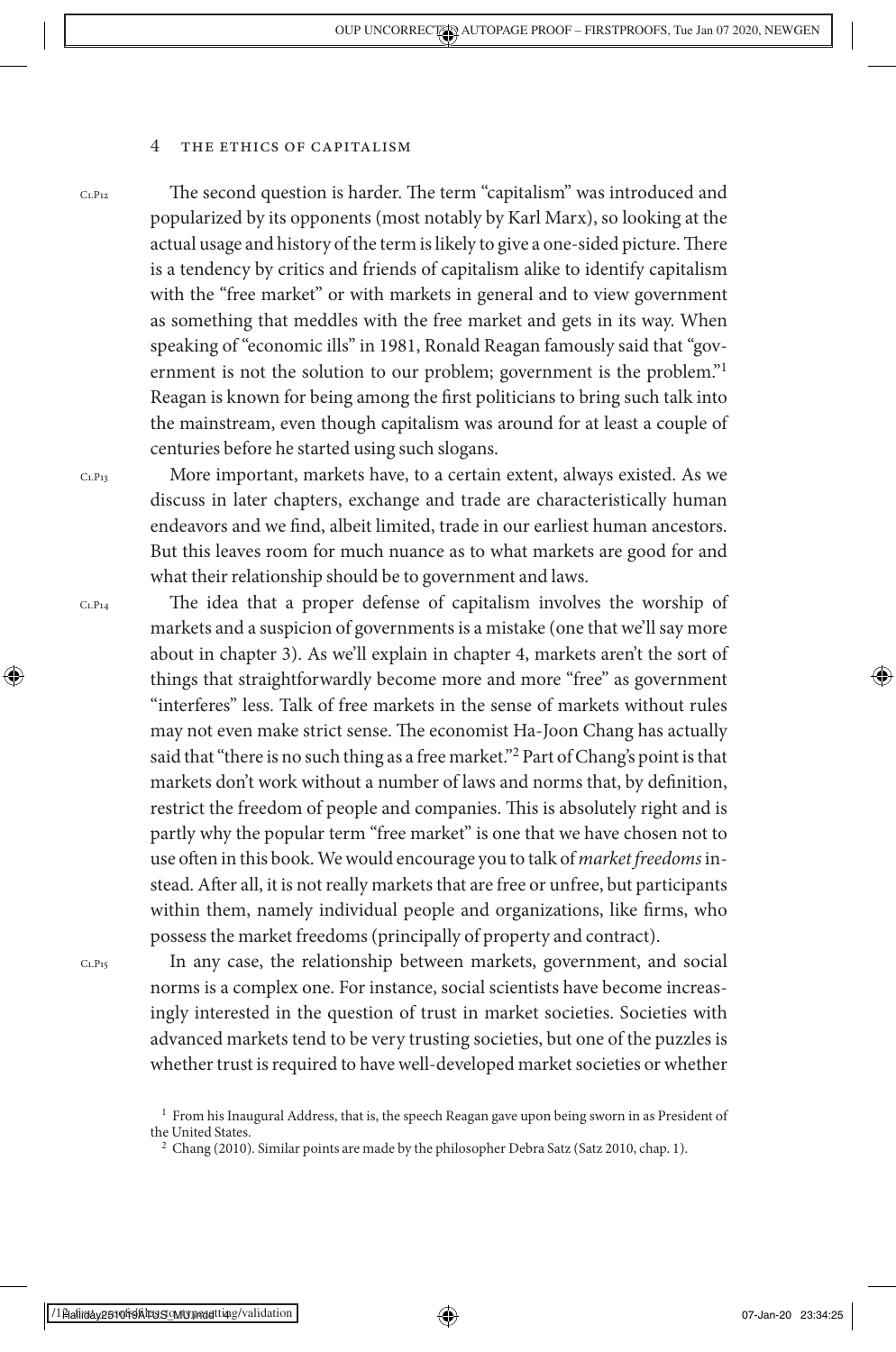The second question is harder. The term "capitalism" was introduced and popularized by its opponents (most notably by Karl Marx), so looking at the actual usage and history of the term is likely to give a one-sided picture. There is a tendency by critics and friends of capitalism alike to identify capitalism with the "free market" or with markets in general and to view government as something that meddles with the free market and gets in its way. When speaking of "economic ills" in 1981, Ronald Reagan famously said that "government is not the solution to our problem; government is the problem."[1] Reagan is known for being among the first politicians to bring such talk into the mainstream, even though capitalism was around for at least a couple of centuries before he started using such slogans.

More important, markets have, to a certain extent, always existed. As we discuss in later chapters, exchange and trade are characteristically human endeavors and we find, albeit limited, trade in our earliest human ancestors. But this leaves room for much nuance as to what markets are good for and what their relationship should be to government and laws.

The idea that a proper defense of capitalism involves the worship of markets and a suspicion of governments is a mistake (one that we'll say more about in chapter 3). As we'll explain in chapter 4, markets aren't the sort of things that straightforwardly become more and more "free" as government "interferes" less. Talk of free markets in the sense of markets without rules may not even make strict sense. The economist Ha-Joon Chang has actually said that "there is no such thing as a free market."[2] Part of Chang's point is that markets don't work without a number of laws and norms that, by definition, restrict the freedom of people and companies. This is absolutely right and is partly why the popular term "free market" is one that we have chosen not to use often in this book. We would encourage you to talk of *market freedoms* instead. After all, it is not really markets that are free or unfree, but participants within them, namely individual people and organizations, like firms, who possess the market freedoms (principally of property and contract).

In any case, the relationship between markets, government, and social norms is a complex one. For instance, social scientists have become increasingly interested in the question of trust in market societies. Societies with advanced markets tend to be very trusting societies, but one of the puzzles is whether trust is required to have well-developed market societies or whether

[1] From his Inaugural Address, that is, the speech Reagan gave upon being sworn in as President of the United States.

[2] Chang (2010). Similar points are made by the philosopher Debra Satz (Satz 2010, chap. 1).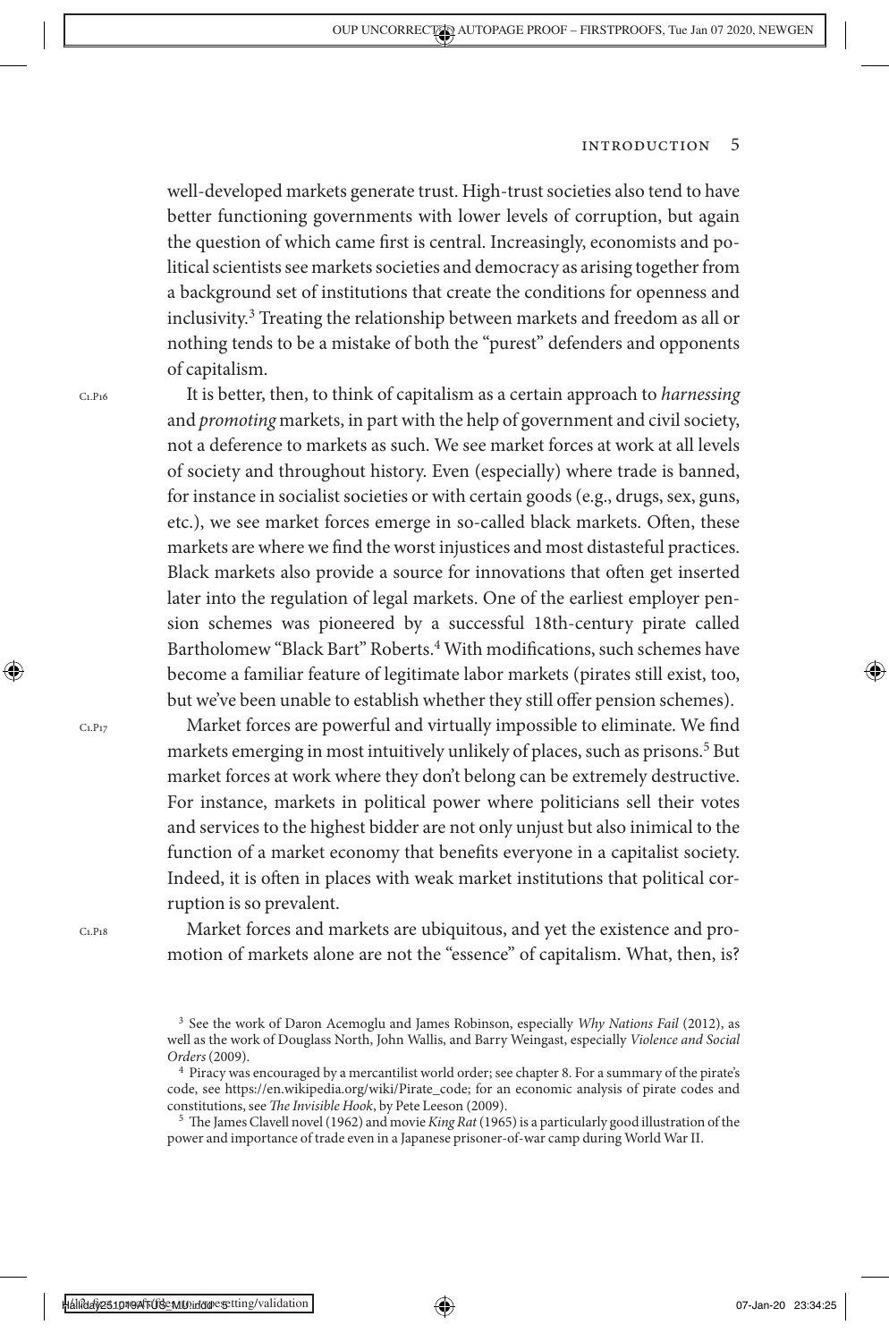well-developed markets generate trust. High-trust societies also tend to have better functioning governments with lower levels of corruption, but again the question of which came first is central. Increasingly, economists and political scientists see markets societies and democracy as arising together from a background set of institutions that create the conditions for openness and inclusivity.[3] Treating the relationship between markets and freedom as all or nothing tends to be a mistake of both the "purest" defenders and opponents of capitalism.

It is better, then, to think of capitalism as a certain approach to *harnessing* and *promoting* markets, in part with the help of government and civil society, not a deference to markets as such. We see market forces at work at all levels of society and throughout history. Even (especially) where trade is banned, for instance in socialist societies or with certain goods (e.g., drugs, sex, guns, etc.), we see market forces emerge in so-called black markets. Often, these markets are where we find the worst injustices and most distasteful practices. Black markets also provide a source for innovations that often get inserted later into the regulation of legal markets. One of the earliest employer pension schemes was pioneered by a successful 18th-century pirate called Bartholomew "Black Bart" Roberts.[4] With modifications, such schemes have become a familiar feature of legitimate labor markets (pirates still exist, too, but we've been unable to establish whether they still offer pension schemes).

Market forces are powerful and virtually impossible to eliminate. We find markets emerging in most intuitively unlikely of places, such as prisons.[5] But market forces at work where they don't belong can be extremely destructive. For instance, markets in political power where politicians sell their votes and services to the highest bidder are not only unjust but also inimical to the function of a market economy that benefits everyone in a capitalist society. Indeed, it is often in places with weak market institutions that political corruption is so prevalent.

Market forces and markets are ubiquitous, and yet the existence and promotion of markets alone are not the "essence" of capitalism. What, then, is?

---

[3] See the work of Daron Acemoglu and James Robinson, especially *Why Nations Fail* (2012), as well as the work of Douglass North, John Wallis, and Barry Weingast, especially *Violence and Social Orders* (2009).

[4] Piracy was encouraged by a mercantilist world order; see chapter 8. For a summary of the pirate's code, see https://en.wikipedia.org/wiki/Pirate_code; for an economic analysis of pirate codes and constitutions, see *The Invisible Hook*, by Pete Leeson (2009).

[5] The James Clavell novel (1962) and movie *King Rat* (1965) is a particularly good illustration of the power and importance of trade even in a Japanese prisoner-of-war camp during World War II.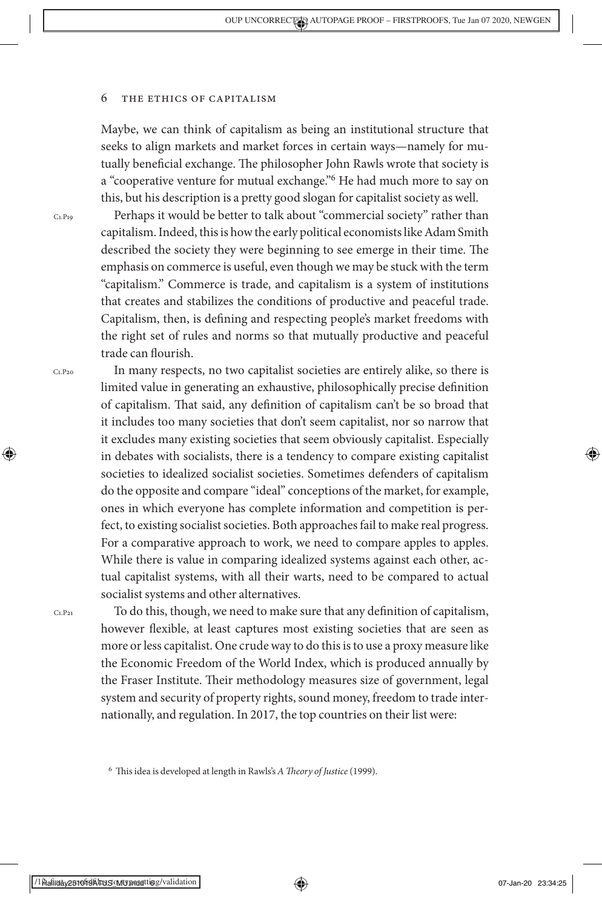Maybe, we can think of capitalism as being an institutional structure that seeks to align markets and market forces in certain ways—namely for mutually beneficial exchange. The philosopher John Rawls wrote that society is a "cooperative venture for mutual exchange."[6] He had much more to say on this, but his description is a pretty good slogan for capitalist society as well.

Perhaps it would be better to talk about "commercial society" rather than capitalism. Indeed, this is how the early political economists like Adam Smith described the society they were beginning to see emerge in their time. The emphasis on commerce is useful, even though we may be stuck with the term "capitalism." Commerce is trade, and capitalism is a system of institutions that creates and stabilizes the conditions of productive and peaceful trade. Capitalism, then, is defining and respecting people's market freedoms with the right set of rules and norms so that mutually productive and peaceful trade can flourish.

In many respects, no two capitalist societies are entirely alike, so there is limited value in generating an exhaustive, philosophically precise definition of capitalism. That said, any definition of capitalism can't be so broad that it includes too many societies that don't seem capitalist, nor so narrow that it excludes many existing societies that seem obviously capitalist. Especially in debates with socialists, there is a tendency to compare existing capitalist societies to idealized socialist societies. Sometimes defenders of capitalism do the opposite and compare "ideal" conceptions of the market, for example, ones in which everyone has complete information and competition is perfect, to existing socialist societies. Both approaches fail to make real progress. For a comparative approach to work, we need to compare apples to apples. While there is value in comparing idealized systems against each other, actual capitalist systems, with all their warts, need to be compared to actual socialist systems and other alternatives.

To do this, though, we need to make sure that any definition of capitalism, however flexible, at least captures most existing societies that are seen as more or less capitalist. One crude way to do this is to use a proxy measure like the Economic Freedom of the World Index, which is produced annually by the Fraser Institute. Their methodology measures size of government, legal system and security of property rights, sound money, freedom to trade internationally, and regulation. In 2017, the top countries on their list were:

[6] This idea is developed at length in Rawls's *A Theory of Justice* (1999).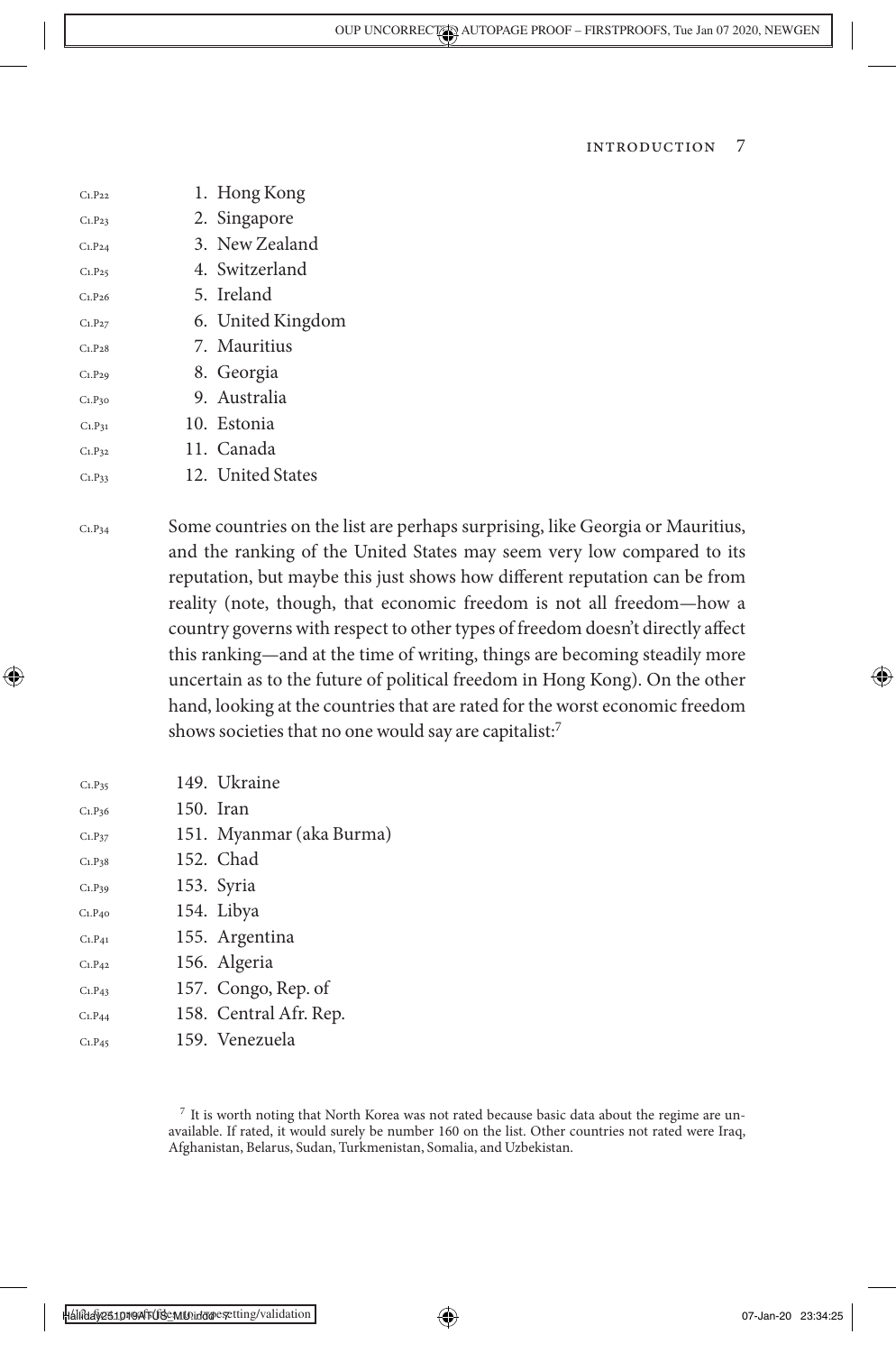1. Hong Kong
2. Singapore
3. New Zealand
4. Switzerland
5. Ireland
6. United Kingdom
7. Mauritius
8. Georgia
9. Australia
10. Estonia
11. Canada
12. United States

Some countries on the list are perhaps surprising, like Georgia or Mauritius, and the ranking of the United States may seem very low compared to its reputation, but maybe this just shows how different reputation can be from reality (note, though, that economic freedom is not all freedom—how a country governs with respect to other types of freedom doesn't directly affect this ranking—and at the time of writing, things are becoming steadily more uncertain as to the future of political freedom in Hong Kong). On the other hand, looking at the countries that are rated for the worst economic freedom shows societies that no one would say are capitalist:[7]

149. Ukraine
150. Iran
151. Myanmar (aka Burma)
152. Chad
153. Syria
154. Libya
155. Argentina
156. Algeria
157. Congo, Rep. of
158. Central Afr. Rep.
159. Venezuela

[7] It is worth noting that North Korea was not rated because basic data about the regime are unavailable. If rated, it would surely be number 160 on the list. Other countries not rated were Iraq, Afghanistan, Belarus, Sudan, Turkmenistan, Somalia, and Uzbekistan.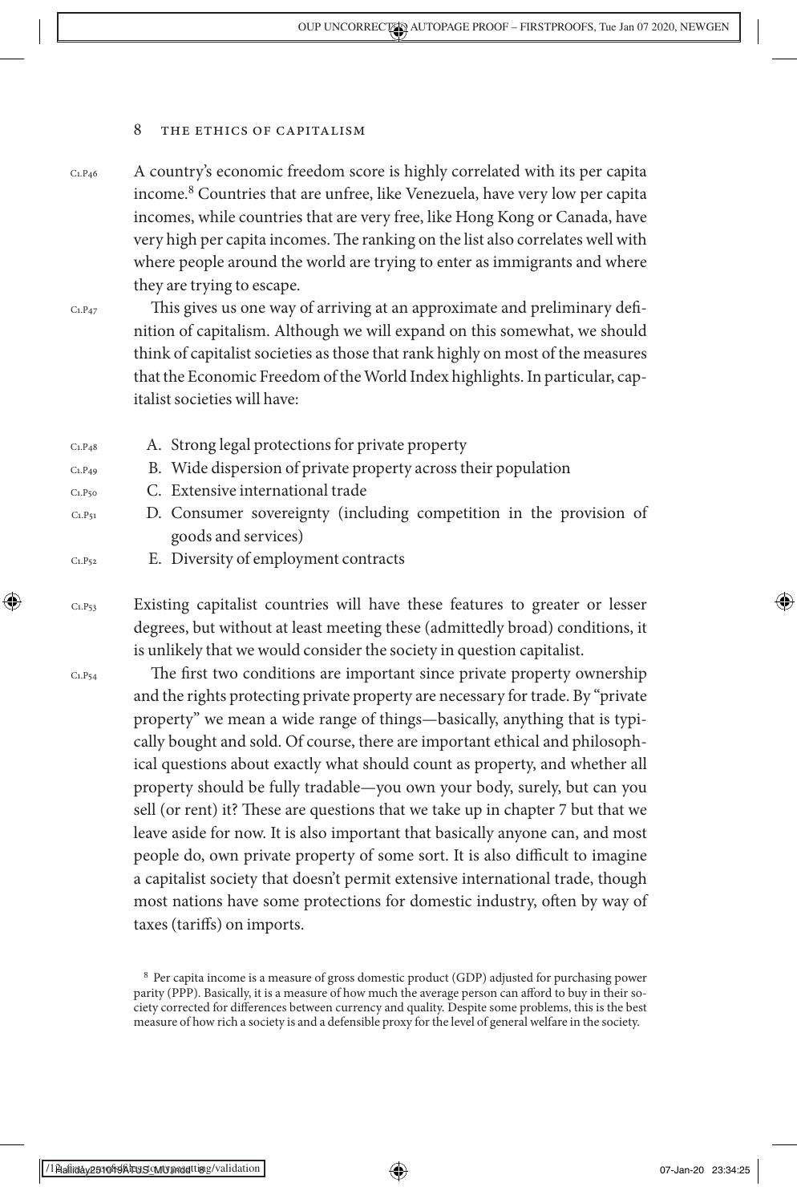A country's economic freedom score is highly correlated with its per capita income.[8] Countries that are unfree, like Venezuela, have very low per capita incomes, while countries that are very free, like Hong Kong or Canada, have very high per capita incomes. The ranking on the list also correlates well with where people around the world are trying to enter as immigrants and where they are trying to escape.

This gives us one way of arriving at an approximate and preliminary definition of capitalism. Although we will expand on this somewhat, we should think of capitalist societies as those that rank highly on most of the measures that the Economic Freedom of the World Index highlights. In particular, capitalist societies will have:

A. Strong legal protections for private property
B. Wide dispersion of private property across their population
C. Extensive international trade
D. Consumer sovereignty (including competition in the provision of goods and services)
E. Diversity of employment contracts

Existing capitalist countries will have these features to greater or lesser degrees, but without at least meeting these (admittedly broad) conditions, it is unlikely that we would consider the society in question capitalist.

The first two conditions are important since private property ownership and the rights protecting private property are necessary for trade. By "private property" we mean a wide range of things—basically, anything that is typically bought and sold. Of course, there are important ethical and philosophical questions about exactly what should count as property, and whether all property should be fully tradable—you own your body, surely, but can you sell (or rent) it? These are questions that we take up in chapter 7 but that we leave aside for now. It is also important that basically anyone can, and most people do, own private property of some sort. It is also difficult to imagine a capitalist society that doesn't permit extensive international trade, though most nations have some protections for domestic industry, often by way of taxes (tariffs) on imports.

[8] Per capita income is a measure of gross domestic product (GDP) adjusted for purchasing power parity (PPP). Basically, it is a measure of how much the average person can afford to buy in their society corrected for differences between currency and quality. Despite some problems, this is the best measure of how rich a society is and a defensible proxy for the level of general welfare in the society.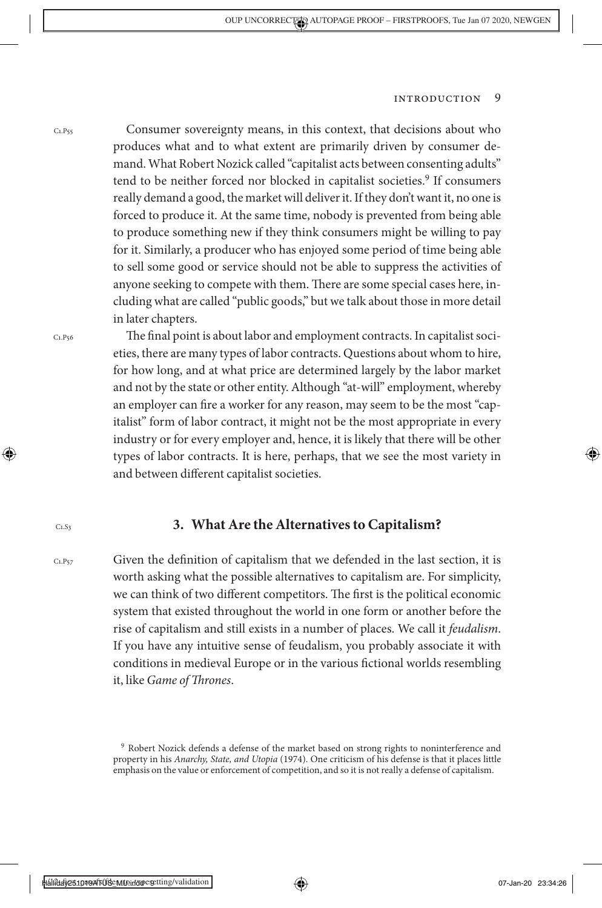Consumer sovereignty means, in this context, that decisions about who produces what and to what extent are primarily driven by consumer demand. What Robert Nozick called "capitalist acts between consenting adults" tend to be neither forced nor blocked in capitalist societies.[9] If consumers really demand a good, the market will deliver it. If they don't want it, no one is forced to produce it. At the same time, nobody is prevented from being able to produce something new if they think consumers might be willing to pay for it. Similarly, a producer who has enjoyed some period of time being able to sell some good or service should not be able to suppress the activities of anyone seeking to compete with them. There are some special cases here, including what are called "public goods," but we talk about those in more detail in later chapters.

The final point is about labor and employment contracts. In capitalist societies, there are many types of labor contracts. Questions about whom to hire, for how long, and at what price are determined largely by the labor market and not by the state or other entity. Although "at-will" employment, whereby an employer can fire a worker for any reason, may seem to be the most "capitalist" form of labor contract, it might not be the most appropriate in every industry or for every employer and, hence, it is likely that there will be other types of labor contracts. It is here, perhaps, that we see the most variety in and between different capitalist societies.

## 3. What Are the Alternatives to Capitalism?

Given the definition of capitalism that we defended in the last section, it is worth asking what the possible alternatives to capitalism are. For simplicity, we can think of two different competitors. The first is the political economic system that existed throughout the world in one form or another before the rise of capitalism and still exists in a number of places. We call it *feudalism*. If you have any intuitive sense of feudalism, you probably associate it with conditions in medieval Europe or in the various fictional worlds resembling it, like *Game of Thrones*.

[9] Robert Nozick defends a defense of the market based on strong rights to noninterference and property in his *Anarchy, State, and Utopia* (1974). One criticism of his defense is that it places little emphasis on the value or enforcement of competition, and so it is not really a defense of capitalism.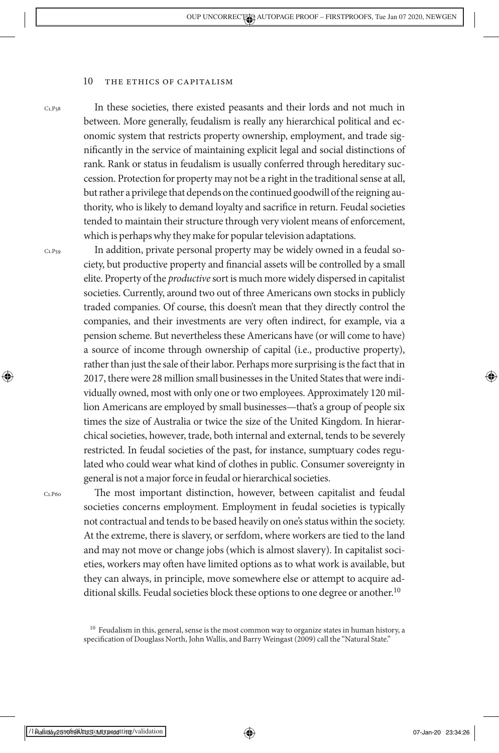In these societies, there existed peasants and their lords and not much in between. More generally, feudalism is really any hierarchical political and economic system that restricts property ownership, employment, and trade significantly in the service of maintaining explicit legal and social distinctions of rank. Rank or status in feudalism is usually conferred through hereditary succession. Protection for property may not be a right in the traditional sense at all, but rather a privilege that depends on the continued goodwill of the reigning authority, who is likely to demand loyalty and sacrifice in return. Feudal societies tended to maintain their structure through very violent means of enforcement, which is perhaps why they make for popular television adaptations.

In addition, private personal property may be widely owned in a feudal society, but productive property and financial assets will be controlled by a small elite. Property of the *productive* sort is much more widely dispersed in capitalist societies. Currently, around two out of three Americans own stocks in publicly traded companies. Of course, this doesn't mean that they directly control the companies, and their investments are very often indirect, for example, via a pension scheme. But nevertheless these Americans have (or will come to have) a source of income through ownership of capital (i.e., productive property), rather than just the sale of their labor. Perhaps more surprising is the fact that in 2017, there were 28 million small businesses in the United States that were individually owned, most with only one or two employees. Approximately 120 million Americans are employed by small businesses—that's a group of people six times the size of Australia or twice the size of the United Kingdom. In hierarchical societies, however, trade, both internal and external, tends to be severely restricted. In feudal societies of the past, for instance, sumptuary codes regulated who could wear what kind of clothes in public. Consumer sovereignty in general is not a major force in feudal or hierarchical societies.

The most important distinction, however, between capitalist and feudal societies concerns employment. Employment in feudal societies is typically not contractual and tends to be based heavily on one's status within the society. At the extreme, there is slavery, or serfdom, where workers are tied to the land and may not move or change jobs (which is almost slavery). In capitalist societies, workers may often have limited options as to what work is available, but they can always, in principle, move somewhere else or attempt to acquire additional skills. Feudal societies block these options to one degree or another.[10]

[10] Feudalism in this, general, sense is the most common way to organize states in human history, a specification of Douglass North, John Wallis, and Barry Weingast (2009) call the "Natural State."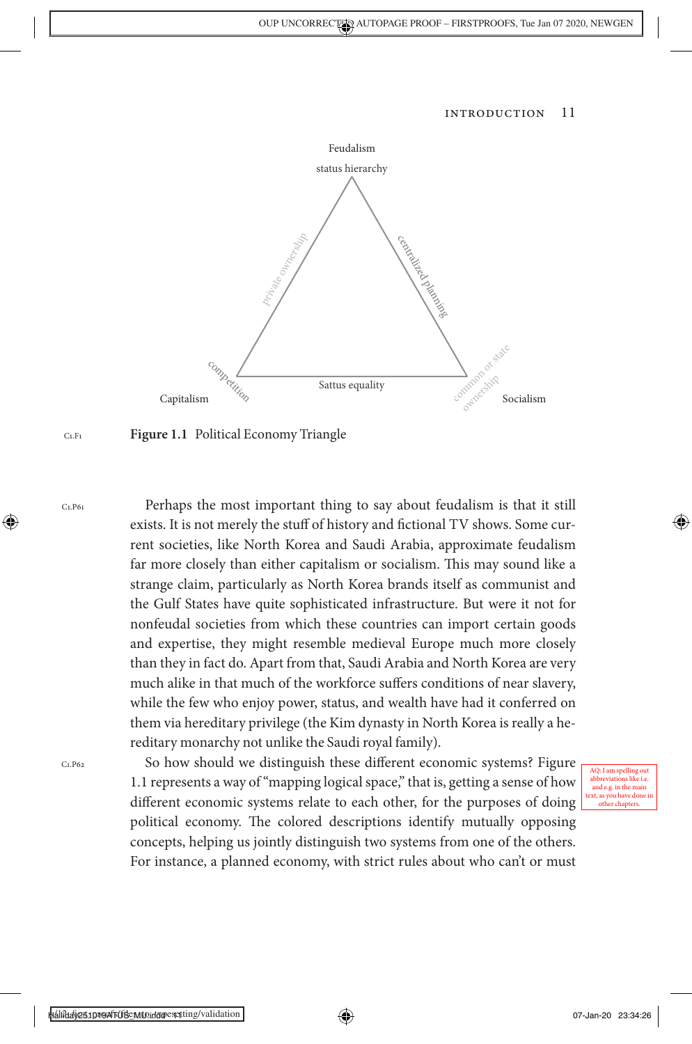Feudalism

status hierarchy

private ownership

centralized planning

competition

Sattus equality

common or state ownership

Capitalism

Socialism

**Figure 1.1** Political Economy Triangle

Perhaps the most important thing to say about feudalism is that it still exists. It is not merely the stuff of history and fictional TV shows. Some current societies, like North Korea and Saudi Arabia, approximate feudalism far more closely than either capitalism or socialism. This may sound like a strange claim, particularly as North Korea brands itself as communist and the Gulf States have quite sophisticated infrastructure. But were it not for nonfeudal societies from which these countries can import certain goods and expertise, they might resemble medieval Europe much more closely than they in fact do. Apart from that, Saudi Arabia and North Korea are very much alike in that much of the workforce suffers conditions of near slavery, while the few who enjoy power, status, and wealth have had it conferred on them via hereditary privilege (the Kim dynasty in North Korea is really a hereditary monarchy not unlike the Saudi royal family).

So how should we distinguish these different economic systems? Figure 1.1 represents a way of "mapping logical space," that is, getting a sense of how different economic systems relate to each other, for the purposes of doing political economy. The colored descriptions identify mutually opposing concepts, helping us jointly distinguish two systems from one of the others. For instance, a planned economy, with strict rules about who can't or must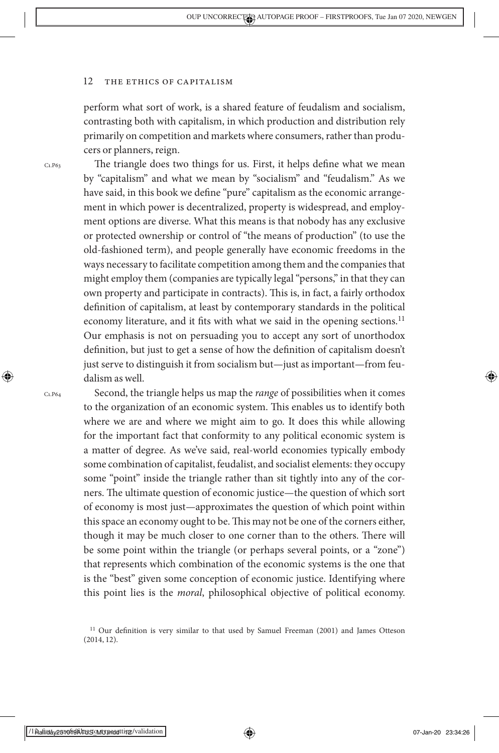perform what sort of work, is a shared feature of feudalism and socialism, contrasting both with capitalism, in which production and distribution rely primarily on competition and markets where consumers, rather than producers or planners, reign.

The triangle does two things for us. First, it helps define what we mean by "capitalism" and what we mean by "socialism" and "feudalism." As we have said, in this book we define "pure" capitalism as the economic arrangement in which power is decentralized, property is widespread, and employment options are diverse. What this means is that nobody has any exclusive or protected ownership or control of "the means of production" (to use the old-fashioned term), and people generally have economic freedoms in the ways necessary to facilitate competition among them and the companies that might employ them (companies are typically legal "persons," in that they can own property and participate in contracts). This is, in fact, a fairly orthodox definition of capitalism, at least by contemporary standards in the political economy literature, and it fits with what we said in the opening sections.[11] Our emphasis is not on persuading you to accept any sort of unorthodox definition, but just to get a sense of how the definition of capitalism doesn't just serve to distinguish it from socialism but—just as important—from feudalism as well.

Second, the triangle helps us map the *range* of possibilities when it comes to the organization of an economic system. This enables us to identify both where we are and where we might aim to go. It does this while allowing for the important fact that conformity to any political economic system is a matter of degree. As we've said, real-world economies typically embody some combination of capitalist, feudalist, and socialist elements: they occupy some "point" inside the triangle rather than sit tightly into any of the corners. The ultimate question of economic justice—the question of which sort of economy is most just—approximates the question of which point within this space an economy ought to be. This may not be one of the corners either, though it may be much closer to one corner than to the others. There will be some point within the triangle (or perhaps several points, or a "zone") that represents which combination of the economic systems is the one that is the "best" given some conception of economic justice. Identifying where this point lies is the *moral*, philosophical objective of political economy.

[11] Our definition is very similar to that used by Samuel Freeman (2001) and James Otteson (2014, 12).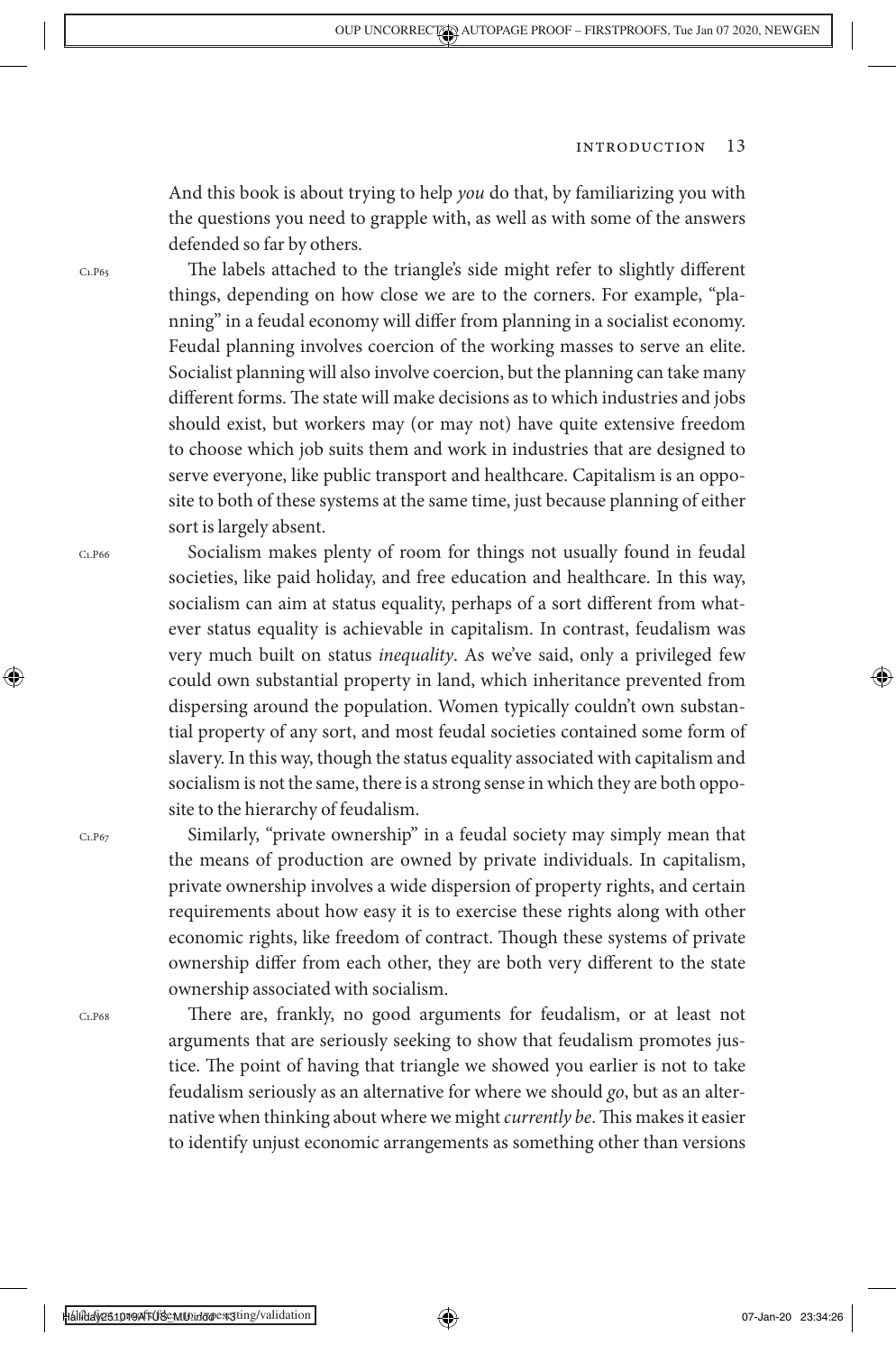And this book is about trying to help *you* do that, by familiarizing you with the questions you need to grapple with, as well as with some of the answers defended so far by others.

The labels attached to the triangle's side might refer to slightly different things, depending on how close we are to the corners. For example, "planning" in a feudal economy will differ from planning in a socialist economy. Feudal planning involves coercion of the working masses to serve an elite. Socialist planning will also involve coercion, but the planning can take many different forms. The state will make decisions as to which industries and jobs should exist, but workers may (or may not) have quite extensive freedom to choose which job suits them and work in industries that are designed to serve everyone, like public transport and healthcare. Capitalism is an opposite to both of these systems at the same time, just because planning of either sort is largely absent.

Socialism makes plenty of room for things not usually found in feudal societies, like paid holiday, and free education and healthcare. In this way, socialism can aim at status equality, perhaps of a sort different from whatever status equality is achievable in capitalism. In contrast, feudalism was very much built on status *inequality*. As we've said, only a privileged few could own substantial property in land, which inheritance prevented from dispersing around the population. Women typically couldn't own substantial property of any sort, and most feudal societies contained some form of slavery. In this way, though the status equality associated with capitalism and socialism is not the same, there is a strong sense in which they are both opposite to the hierarchy of feudalism.

Similarly, "private ownership" in a feudal society may simply mean that the means of production are owned by private individuals. In capitalism, private ownership involves a wide dispersion of property rights, and certain requirements about how easy it is to exercise these rights along with other economic rights, like freedom of contract. Though these systems of private ownership differ from each other, they are both very different to the state ownership associated with socialism.

There are, frankly, no good arguments for feudalism, or at least not arguments that are seriously seeking to show that feudalism promotes justice. The point of having that triangle we showed you earlier is not to take feudalism seriously as an alternative for where we should *go*, but as an alternative when thinking about where we might *currently be*. This makes it easier to identify unjust economic arrangements as something other than versions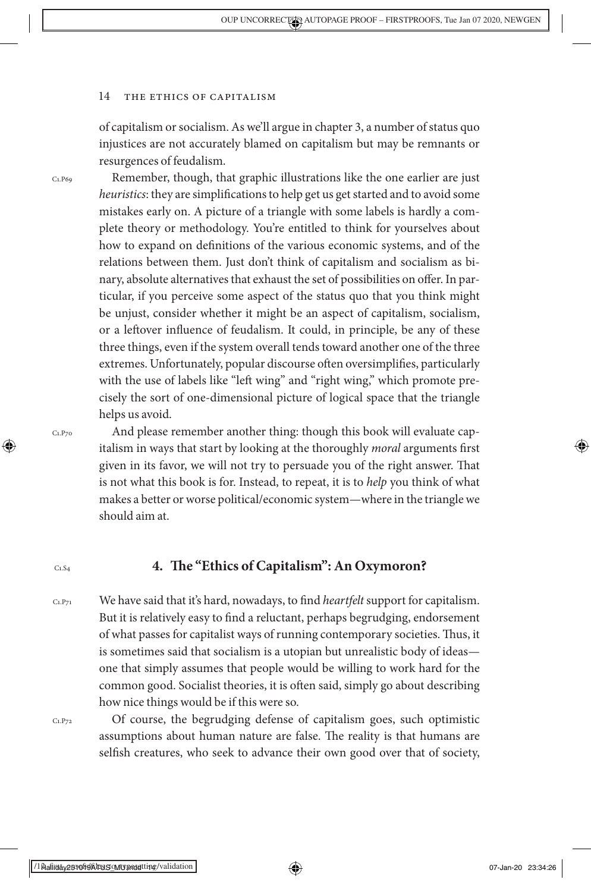of capitalism or socialism. As we'll argue in chapter 3, a number of status quo injustices are not accurately blamed on capitalism but may be remnants or resurgences of feudalism.

Remember, though, that graphic illustrations like the one earlier are just *heuristics*: they are simplifications to help get us get started and to avoid some mistakes early on. A picture of a triangle with some labels is hardly a complete theory or methodology. You're entitled to think for yourselves about how to expand on definitions of the various economic systems, and of the relations between them. Just don't think of capitalism and socialism as binary, absolute alternatives that exhaust the set of possibilities on offer. In particular, if you perceive some aspect of the status quo that you think might be unjust, consider whether it might be an aspect of capitalism, socialism, or a leftover influence of feudalism. It could, in principle, be any of these three things, even if the system overall tends toward another one of the three extremes. Unfortunately, popular discourse often oversimplifies, particularly with the use of labels like "left wing" and "right wing," which promote precisely the sort of one-dimensional picture of logical space that the triangle helps us avoid.

And please remember another thing: though this book will evaluate capitalism in ways that start by looking at the thoroughly *moral* arguments first given in its favor, we will not try to persuade you of the right answer. That is not what this book is for. Instead, to repeat, it is to *help* you think of what makes a better or worse political/economic system—where in the triangle we should aim at.

## 4. The "Ethics of Capitalism": An Oxymoron?

We have said that it's hard, nowadays, to find *heartfelt* support for capitalism. But it is relatively easy to find a reluctant, perhaps begrudging, endorsement of what passes for capitalist ways of running contemporary societies. Thus, it is sometimes said that socialism is a utopian but unrealistic body of ideas—one that simply assumes that people would be willing to work hard for the common good. Socialist theories, it is often said, simply go about describing how nice things would be if this were so.

Of course, the begrudging defense of capitalism goes, such optimistic assumptions about human nature are false. The reality is that humans are selfish creatures, who seek to advance their own good over that of society,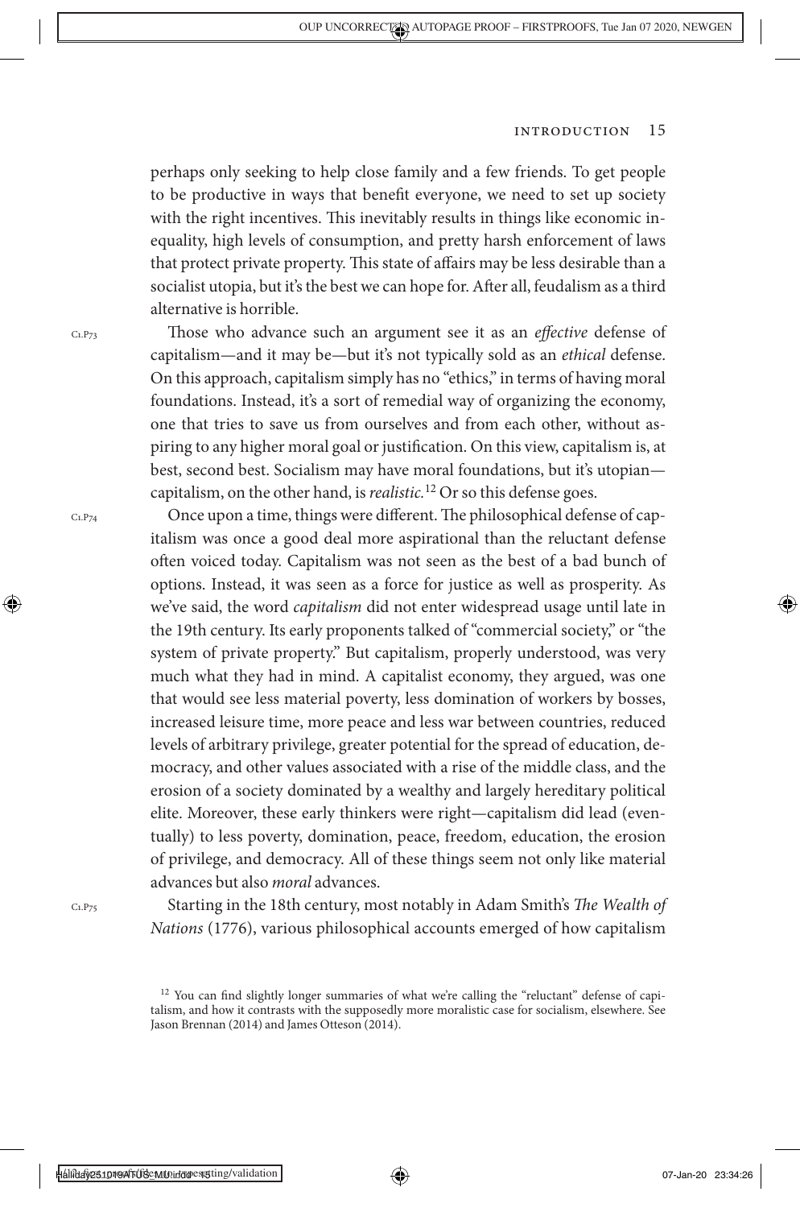perhaps only seeking to help close family and a few friends. To get people to be productive in ways that benefit everyone, we need to set up society with the right incentives. This inevitably results in things like economic inequality, high levels of consumption, and pretty harsh enforcement of laws that protect private property. This state of affairs may be less desirable than a socialist utopia, but it's the best we can hope for. After all, feudalism as a third alternative is horrible.

Those who advance such an argument see it as an *effective* defense of capitalism—and it may be—but it's not typically sold as an *ethical* defense. On this approach, capitalism simply has no "ethics," in terms of having moral foundations. Instead, it's a sort of remedial way of organizing the economy, one that tries to save us from ourselves and from each other, without aspiring to any higher moral goal or justification. On this view, capitalism is, at best, second best. Socialism may have moral foundations, but it's utopian—capitalism, on the other hand, is *realistic.*[12] Or so this defense goes.

Once upon a time, things were different. The philosophical defense of capitalism was once a good deal more aspirational than the reluctant defense often voiced today. Capitalism was not seen as the best of a bad bunch of options. Instead, it was seen as a force for justice as well as prosperity. As we've said, the word *capitalism* did not enter widespread usage until late in the 19th century. Its early proponents talked of "commercial society," or "the system of private property." But capitalism, properly understood, was very much what they had in mind. A capitalist economy, they argued, was one that would see less material poverty, less domination of workers by bosses, increased leisure time, more peace and less war between countries, reduced levels of arbitrary privilege, greater potential for the spread of education, democracy, and other values associated with a rise of the middle class, and the erosion of a society dominated by a wealthy and largely hereditary political elite. Moreover, these early thinkers were right—capitalism did lead (eventually) to less poverty, domination, peace, freedom, education, the erosion of privilege, and democracy. All of these things seem not only like material advances but also *moral* advances.

Starting in the 18th century, most notably in Adam Smith's *The Wealth of Nations* (1776), various philosophical accounts emerged of how capitalism

[12] You can find slightly longer summaries of what we're calling the "reluctant" defense of capitalism, and how it contrasts with the supposedly more moralistic case for socialism, elsewhere. See Jason Brennan (2014) and James Otteson (2014).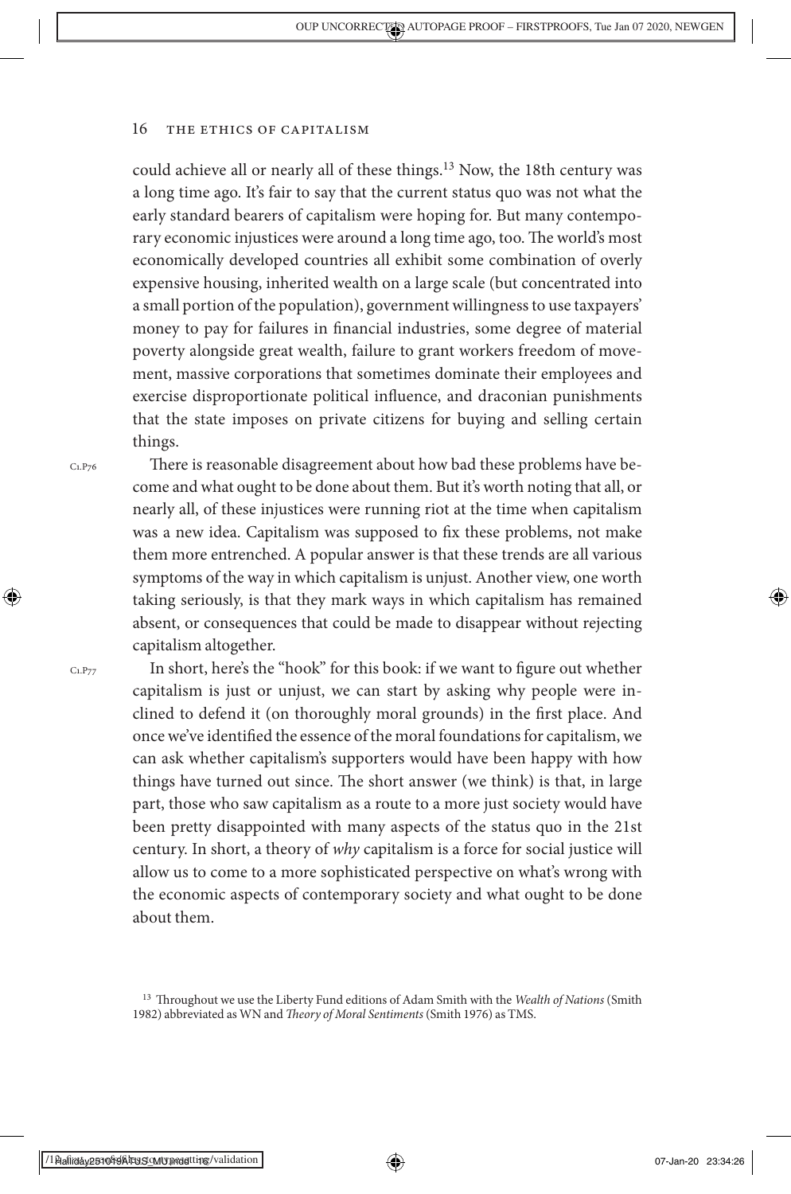could achieve all or nearly all of these things.[13] Now, the 18th century was a long time ago. It's fair to say that the current status quo was not what the early standard bearers of capitalism were hoping for. But many contemporary economic injustices were around a long time ago, too. The world's most economically developed countries all exhibit some combination of overly expensive housing, inherited wealth on a large scale (but concentrated into a small portion of the population), government willingness to use taxpayers' money to pay for failures in financial industries, some degree of material poverty alongside great wealth, failure to grant workers freedom of movement, massive corporations that sometimes dominate their employees and exercise disproportionate political influence, and draconian punishments that the state imposes on private citizens for buying and selling certain things.

There is reasonable disagreement about how bad these problems have become and what ought to be done about them. But it's worth noting that all, or nearly all, of these injustices were running riot at the time when capitalism was a new idea. Capitalism was supposed to fix these problems, not make them more entrenched. A popular answer is that these trends are all various symptoms of the way in which capitalism is unjust. Another view, one worth taking seriously, is that they mark ways in which capitalism has remained absent, or consequences that could be made to disappear without rejecting capitalism altogether.

In short, here's the "hook" for this book: if we want to figure out whether capitalism is just or unjust, we can start by asking why people were inclined to defend it (on thoroughly moral grounds) in the first place. And once we've identified the essence of the moral foundations for capitalism, we can ask whether capitalism's supporters would have been happy with how things have turned out since. The short answer (we think) is that, in large part, those who saw capitalism as a route to a more just society would have been pretty disappointed with many aspects of the status quo in the 21st century. In short, a theory of *why* capitalism is a force for social justice will allow us to come to a more sophisticated perspective on what's wrong with the economic aspects of contemporary society and what ought to be done about them.

[13] Throughout we use the Liberty Fund editions of Adam Smith with the *Wealth of Nations* (Smith 1982) abbreviated as WN and *Theory of Moral Sentiments* (Smith 1976) as TMS.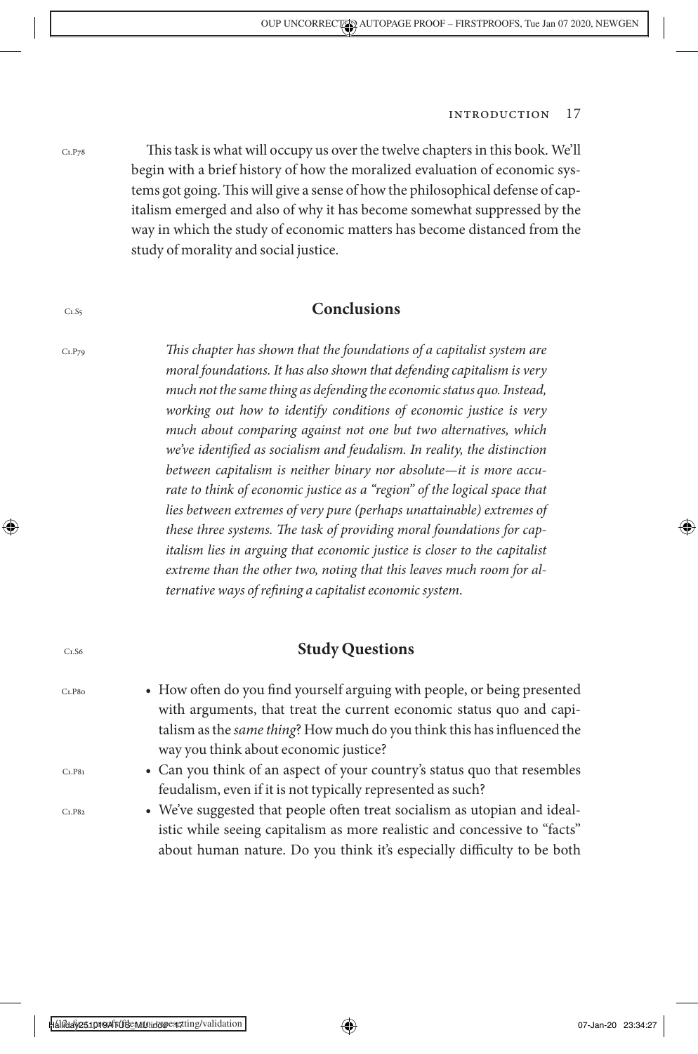This task is what will occupy us over the twelve chapters in this book. We'll begin with a brief history of how the moralized evaluation of economic systems got going. This will give a sense of how the philosophical defense of capitalism emerged and also of why it has become somewhat suppressed by the way in which the study of economic matters has become distanced from the study of morality and social justice.

## Conclusions

*This chapter has shown that the foundations of a capitalist system are moral foundations. It has also shown that defending capitalism is very much not the same thing as defending the economic status quo. Instead, working out how to identify conditions of economic justice is very much about comparing against not one but two alternatives, which we've identified as socialism and feudalism. In reality, the distinction between capitalism is neither binary nor absolute—it is more accurate to think of economic justice as a "region" of the logical space that lies between extremes of very pure (perhaps unattainable) extremes of these three systems. The task of providing moral foundations for capitalism lies in arguing that economic justice is closer to the capitalist extreme than the other two, noting that this leaves much room for alternative ways of refining a capitalist economic system.*

## Study Questions

- How often do you find yourself arguing with people, or being presented with arguments, that treat the current economic status quo and capitalism as the *same thing*? How much do you think this has influenced the way you think about economic justice?
- Can you think of an aspect of your country's status quo that resembles feudalism, even if it is not typically represented as such?
- We've suggested that people often treat socialism as utopian and idealistic while seeing capitalism as more realistic and concessive to "facts" about human nature. Do you think it's especially difficulty to be both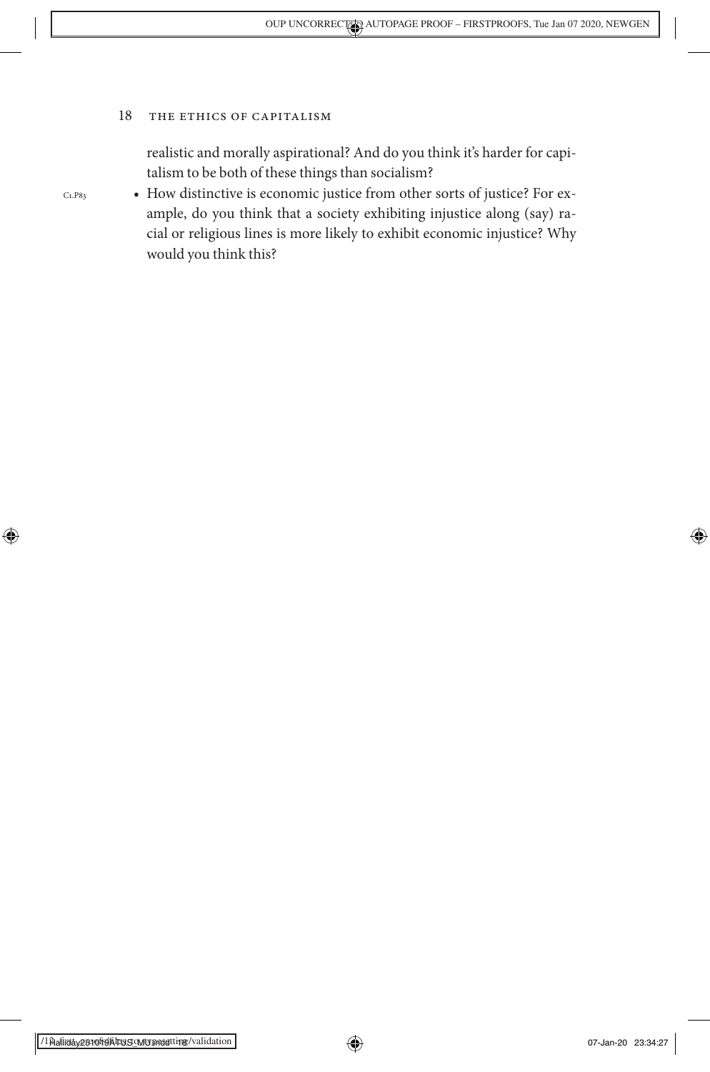realistic and morally aspirational? And do you think it's harder for capitalism to be both of these things than socialism?

- How distinctive is economic justice from other sorts of justice? For example, do you think that a society exhibiting injustice along (say) racial or religious lines is more likely to exhibit economic injustice? Why would you think this?